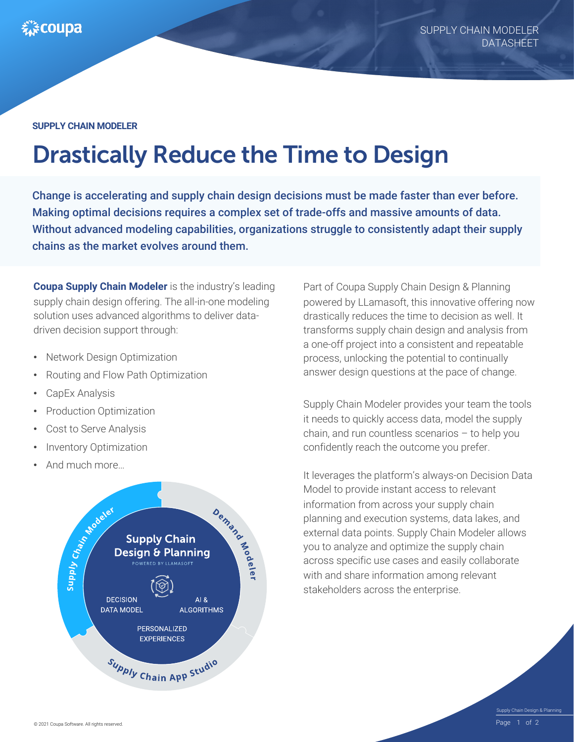SUPPLY CHAIN MODELER

# Drastically Reduce the Time to Design

**Change is accelerating and supply chain design decisions must be made faster than ever before. Making optimal decisions requires a complex set of trade-offs and massive amounts of data. Without advanced modeling capabilities, organizations struggle to consistently adapt their supply chains as the market evolves around them.**

**Coupa Supply Chain Modeler** is the industry's leading supply chain design offering. The all-in-one modeling solution uses advanced algorithms to deliver data-driven decision support through:

- Network Design Optimization
- Routing and Flow Path Optimization
- CapEx Analysis
- Production Optimization
- Cost to Serve Analysis
- Inventory Optimization
- And much more…

Supply Chain Design & Planning
POWERED BY LLAMASOFT

Supply Chain Modeler · Demand Modeler · Supply Chain App Studio

DECISION DATA MODEL · AI & ALGORITHMS · PERSONALIZED EXPERIENCES

Part of Coupa Supply Chain Design & Planning powered by LLamasoft, this innovative offering now drastically reduces the time to decision as well. It transforms supply chain design and analysis from a one-off project into a consistent and repeatable process, unlocking the potential to continually answer design questions at the pace of change.

Supply Chain Modeler provides your team the tools it needs to quickly access data, model the supply chain, and run countless scenarios – to help you confidently reach the outcome you prefer.

It leverages the platform's always-on Decision Data Model to provide instant access to relevant information from across your supply chain planning and execution systems, data lakes, and external data points. Supply Chain Modeler allows you to analyze and optimize the supply chain across specific use cases and easily collaborate with and share information among relevant stakeholders across the enterprise.

© 2021 Coupa Software. All rights reserved.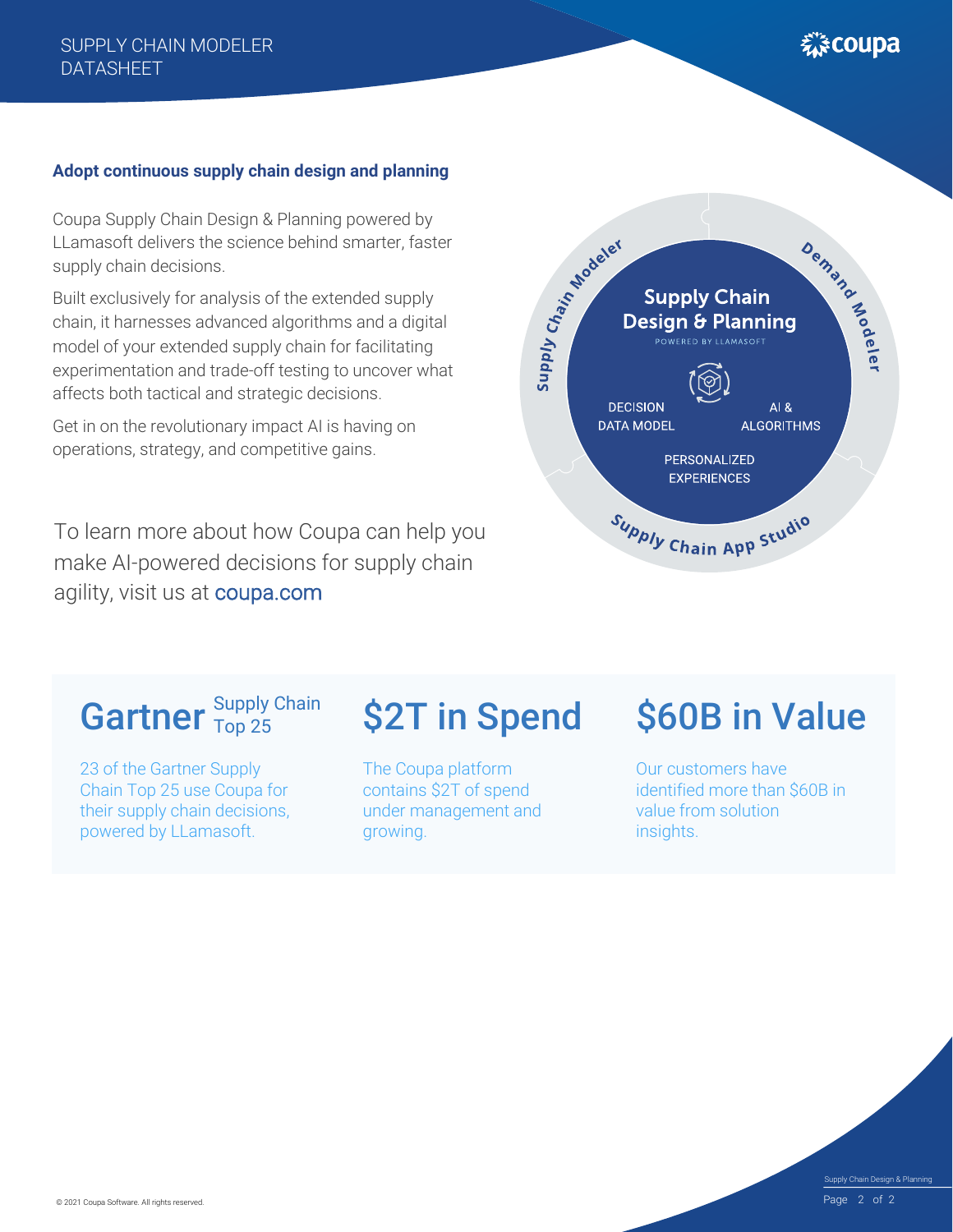## Adopt continuous supply chain design and planning

Coupa Supply Chain Design & Planning powered by LLamasoft delivers the science behind smarter, faster supply chain decisions.

Built exclusively for analysis of the extended supply chain, it harnesses advanced algorithms and a digital model of your extended supply chain for facilitating experimentation and trade-off testing to uncover what affects both tactical and strategic decisions.

Get in on the revolutionary impact AI is having on operations, strategy, and competitive gains.

Supply Chain Modeler

Demand Modeler

Supply Chain Design & Planning

POWERED BY LLAMASOFT

DECISION DATA MODEL

AI & ALGORITHMS

PERSONALIZED EXPERIENCES

Supply Chain App Studio

To learn more about how Coupa can help you make AI-powered decisions for supply chain agility, visit us at coupa.com

### Gartner Supply Chain Top 25

23 of the Gartner Supply Chain Top 25 use Coupa for their supply chain decisions, powered by LLamasoft.

### $2T in Spend

The Coupa platform contains $2T of spend under management and growing.

### $60B in Value

Our customers have identified more than $60B in value from solution insights.

© 2021 Coupa Software. All rights reserved.